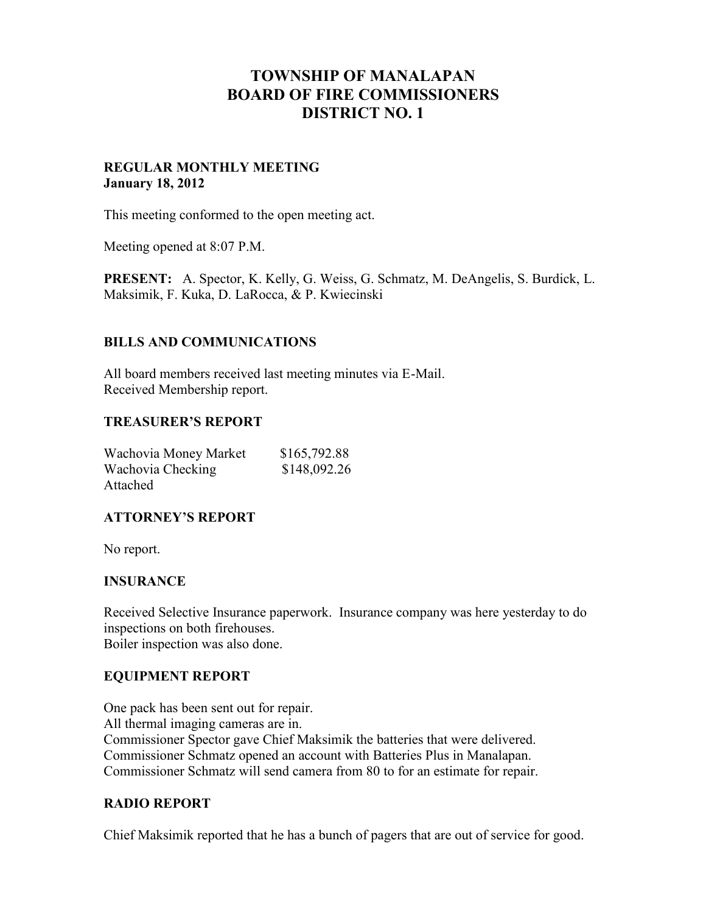# TOWNSHIP OF MANALAPAN
# BOARD OF FIRE COMMISSIONERS
# DISTRICT NO. 1

**REGULAR MONTHLY MEETING**
**January 18, 2012**

This meeting conformed to the open meeting act.

Meeting opened at 8:07 P.M.

**PRESENT:** A. Spector, K. Kelly, G. Weiss, G. Schmatz, M. DeAngelis, S. Burdick, L. Maksimik, F. Kuka, D. LaRocca, & P. Kwiecinski

### BILLS AND COMMUNICATIONS

All board members received last meeting minutes via E-Mail.
Received Membership report.

### TREASURER'S REPORT

| | |
|---|---|
| Wachovia Money Market | $165,792.88 |
| Wachovia Checking | $148,092.26 |

Attached

### ATTORNEY'S REPORT

No report.

### INSURANCE

Received Selective Insurance paperwork. Insurance company was here yesterday to do inspections on both firehouses.
Boiler inspection was also done.

### EQUIPMENT REPORT

One pack has been sent out for repair.
All thermal imaging cameras are in.
Commissioner Spector gave Chief Maksimik the batteries that were delivered.
Commissioner Schmatz opened an account with Batteries Plus in Manalapan.
Commissioner Schmatz will send camera from 80 to for an estimate for repair.

### RADIO REPORT

Chief Maksimik reported that he has a bunch of pagers that are out of service for good.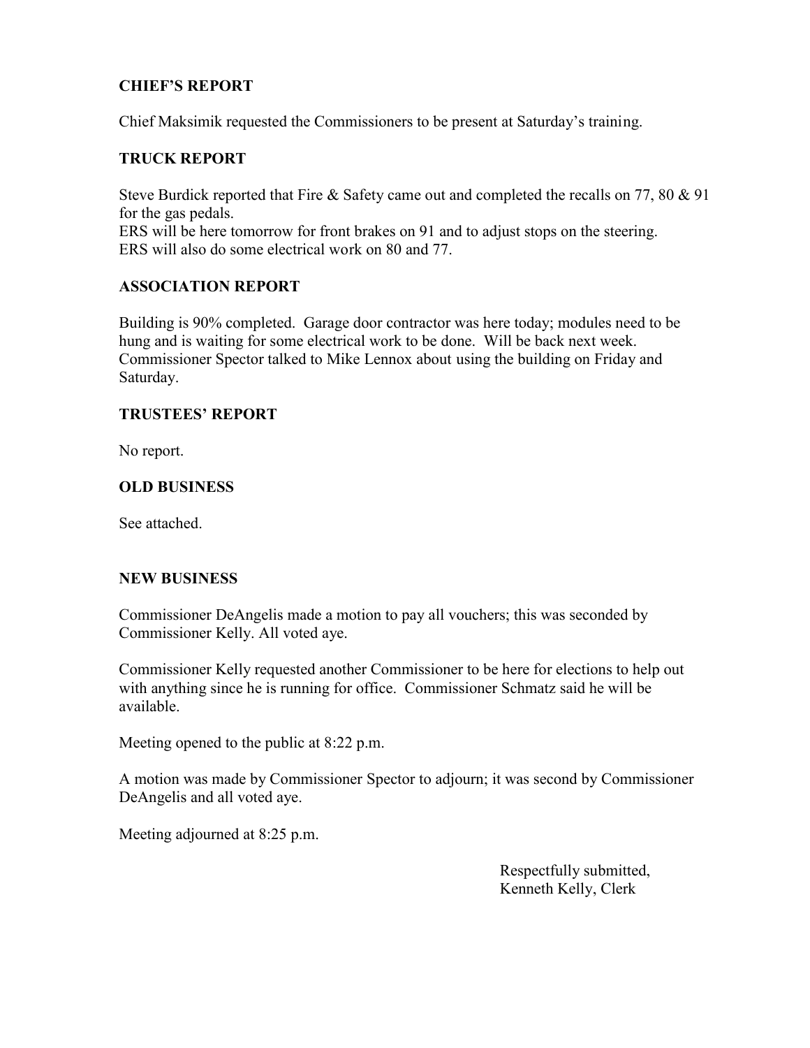## CHIEF'S REPORT

Chief Maksimik requested the Commissioners to be present at Saturday's training.

## TRUCK REPORT

Steve Burdick reported that Fire & Safety came out and completed the recalls on 77, 80 & 91 for the gas pedals.
ERS will be here tomorrow for front brakes on 91 and to adjust stops on the steering.
ERS will also do some electrical work on 80 and 77.

## ASSOCIATION REPORT

Building is 90% completed. Garage door contractor was here today; modules need to be hung and is waiting for some electrical work to be done. Will be back next week.
Commissioner Spector talked to Mike Lennox about using the building on Friday and Saturday.

## TRUSTEES' REPORT

No report.

## OLD BUSINESS

See attached.

## NEW BUSINESS

Commissioner DeAngelis made a motion to pay all vouchers; this was seconded by Commissioner Kelly. All voted aye.

Commissioner Kelly requested another Commissioner to be here for elections to help out with anything since he is running for office. Commissioner Schmatz said he will be available.

Meeting opened to the public at 8:22 p.m.

A motion was made by Commissioner Spector to adjourn; it was second by Commissioner DeAngelis and all voted aye.

Meeting adjourned at 8:25 p.m.

Respectfully submitted,
Kenneth Kelly, Clerk